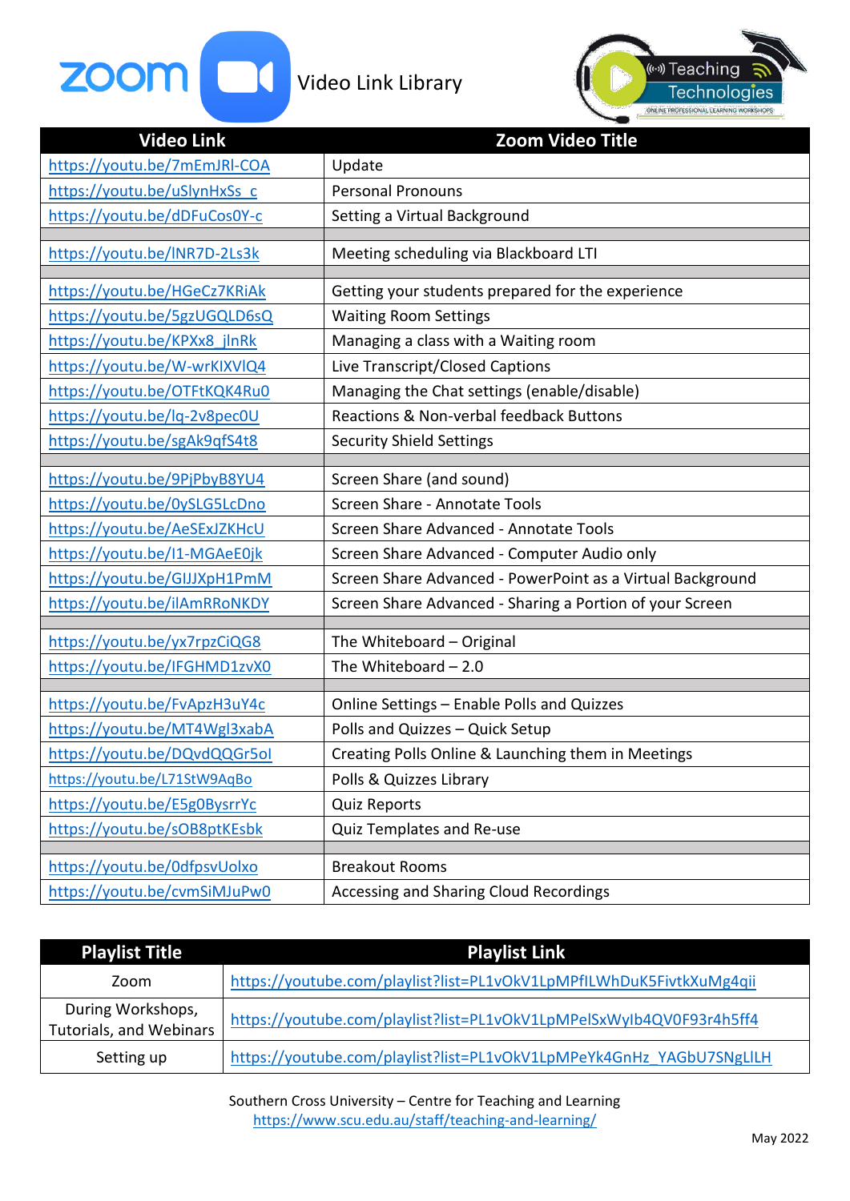# Zoom Video Link Library

Teaching Technologies — Online Professional Learning Workshops

| Video Link | Zoom Video Title |
| --- | --- |
| https://youtu.be/7mEmJRl-COA | Update |
| https://youtu.be/uSlynHxSs_c | Personal Pronouns |
| https://youtu.be/dDFuCos0Y-c | Setting a Virtual Background |
| | |
| https://youtu.be/lNR7D-2Ls3k | Meeting scheduling via Blackboard LTI |
| | |
| https://youtu.be/HGeCz7KRiAk | Getting your students prepared for the experience |
| https://youtu.be/5gzUGQLD6sQ | Waiting Room Settings |
| https://youtu.be/KPXx8_jlnRk | Managing a class with a Waiting room |
| https://youtu.be/W-wrKIXVlQ4 | Live Transcript/Closed Captions |
| https://youtu.be/OTFtKQK4Ru0 | Managing the Chat settings (enable/disable) |
| https://youtu.be/lq-2v8pec0U | Reactions & Non-verbal feedback Buttons |
| https://youtu.be/sgAk9qfS4t8 | Security Shield Settings |
| | |
| https://youtu.be/9PjPbyB8YU4 | Screen Share (and sound) |
| https://youtu.be/0ySLG5LcDno | Screen Share - Annotate Tools |
| https://youtu.be/AeSExJZKHcU | Screen Share Advanced - Annotate Tools |
| https://youtu.be/I1-MGAeE0jk | Screen Share Advanced - Computer Audio only |
| https://youtu.be/GIJJXpH1PmM | Screen Share Advanced - PowerPoint as a Virtual Background |
| https://youtu.be/ilAmRRoNKDY | Screen Share Advanced - Sharing a Portion of your Screen |
| | |
| https://youtu.be/yx7rpzCiQG8 | The Whiteboard – Original |
| https://youtu.be/IFGHMD1zvX0 | The Whiteboard – 2.0 |
| | |
| https://youtu.be/FvApzH3uY4c | Online Settings – Enable Polls and Quizzes |
| https://youtu.be/MT4Wgl3xabA | Polls and Quizzes – Quick Setup |
| https://youtu.be/DQvdQQGr5oI | Creating Polls Online & Launching them in Meetings |
| https://youtu.be/L71StW9AqBo | Polls & Quizzes Library |
| https://youtu.be/E5g0BysrrYc | Quiz Reports |
| https://youtu.be/sOB8ptKEsbk | Quiz Templates and Re-use |
| | |
| https://youtu.be/0dfpsvUolxo | Breakout Rooms |
| https://youtu.be/cvmSiMJuPw0 | Accessing and Sharing Cloud Recordings |

| Playlist Title | Playlist Link |
| --- | --- |
| Zoom | https://youtube.com/playlist?list=PL1vOkV1LpMPfILWhDuK5FivtkXuMg4qii |
| During Workshops, Tutorials, and Webinars | https://youtube.com/playlist?list=PL1vOkV1LpMPelSxWylb4QV0F93r4h5ff4 |
| Setting up | https://youtube.com/playlist?list=PL1vOkV1LpMPeYk4GnHz_YAGbU7SNgLlLH |

Southern Cross University – Centre for Teaching and Learning
https://www.scu.edu.au/staff/teaching-and-learning/

May 2022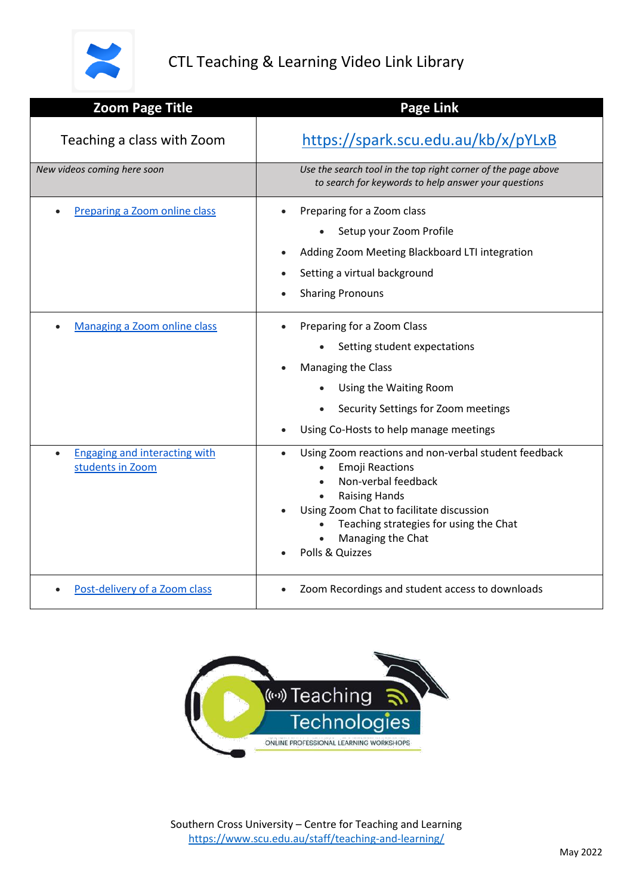# CTL Teaching & Learning Video Link Library

| Zoom Page Title | Page Link |
|---|---|
| Teaching a class with Zoom | https://spark.scu.edu.au/kb/x/pYLxB |
| *New videos coming here soon* | *Use the search tool in the top right corner of the page above to search for keywords to help answer your questions* |
| • Preparing a Zoom online class | • Preparing for a Zoom class<br>&nbsp;&nbsp;&nbsp;&nbsp;• Setup your Zoom Profile<br>• Adding Zoom Meeting Blackboard LTI integration<br>• Setting a virtual background<br>• Sharing Pronouns |
| • Managing a Zoom online class | • Preparing for a Zoom Class<br>&nbsp;&nbsp;&nbsp;&nbsp;• Setting student expectations<br>• Managing the Class<br>&nbsp;&nbsp;&nbsp;&nbsp;• Using the Waiting Room<br>&nbsp;&nbsp;&nbsp;&nbsp;• Security Settings for Zoom meetings<br>• Using Co-Hosts to help manage meetings |
| • Engaging and interacting with students in Zoom | • Using Zoom reactions and non-verbal student feedback<br>&nbsp;&nbsp;&nbsp;&nbsp;• Emoji Reactions<br>&nbsp;&nbsp;&nbsp;&nbsp;• Non-verbal feedback<br>&nbsp;&nbsp;&nbsp;&nbsp;• Raising Hands<br>• Using Zoom Chat to facilitate discussion<br>&nbsp;&nbsp;&nbsp;&nbsp;• Teaching strategies for using the Chat<br>&nbsp;&nbsp;&nbsp;&nbsp;• Managing the Chat<br>• Polls & Quizzes |
| • Post-delivery of a Zoom class | • Zoom Recordings and student access to downloads |

Teaching Technologies

ONLINE PROFESSIONAL LEARNING WORKSHOPS

Southern Cross University – Centre for Teaching and Learning
https://www.scu.edu.au/staff/teaching-and-learning/

May 2022